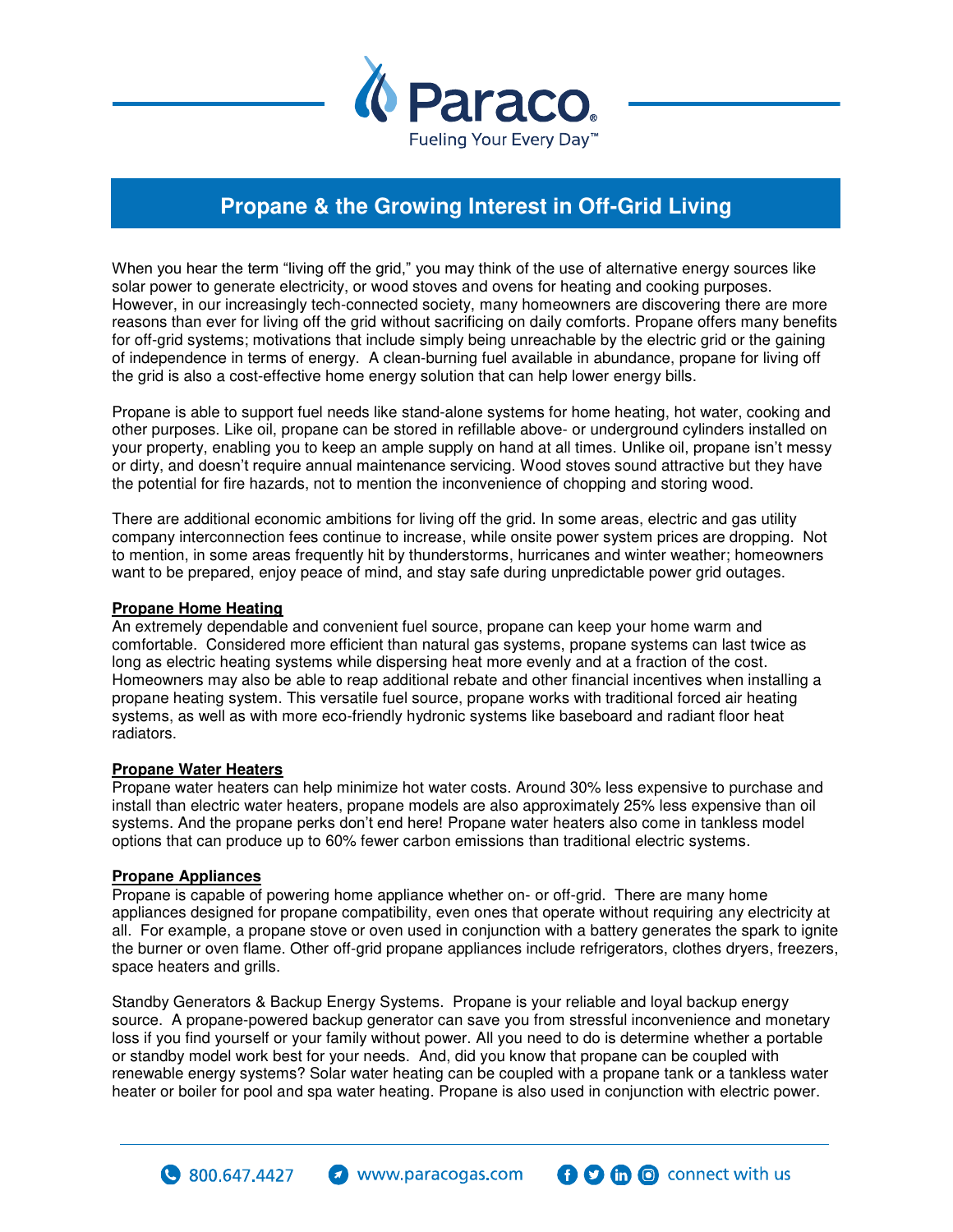# Paraco

Fueling Your Every Day™

## Propane & the Growing Interest in Off-Grid Living

When you hear the term "living off the grid," you may think of the use of alternative energy sources like solar power to generate electricity, or wood stoves and ovens for heating and cooking purposes. However, in our increasingly tech-connected society, many homeowners are discovering there are more reasons than ever for living off the grid without sacrificing on daily comforts. Propane offers many benefits for off-grid systems; motivations that include simply being unreachable by the electric grid or the gaining of independence in terms of energy. A clean-burning fuel available in abundance, propane for living off the grid is also a cost-effective home energy solution that can help lower energy bills.

Propane is able to support fuel needs like stand-alone systems for home heating, hot water, cooking and other purposes. Like oil, propane can be stored in refillable above- or underground cylinders installed on your property, enabling you to keep an ample supply on hand at all times. Unlike oil, propane isn't messy or dirty, and doesn't require annual maintenance servicing. Wood stoves sound attractive but they have the potential for fire hazards, not to mention the inconvenience of chopping and storing wood.

There are additional economic ambitions for living off the grid. In some areas, electric and gas utility company interconnection fees continue to increase, while onsite power system prices are dropping. Not to mention, in some areas frequently hit by thunderstorms, hurricanes and winter weather; homeowners want to be prepared, enjoy peace of mind, and stay safe during unpredictable power grid outages.

**Propane Home Heating**

An extremely dependable and convenient fuel source, propane can keep your home warm and comfortable. Considered more efficient than natural gas systems, propane systems can last twice as long as electric heating systems while dispersing heat more evenly and at a fraction of the cost. Homeowners may also be able to reap additional rebate and other financial incentives when installing a propane heating system. This versatile fuel source, propane works with traditional forced air heating systems, as well as with more eco-friendly hydronic systems like baseboard and radiant floor heat radiators.

**Propane Water Heaters**

Propane water heaters can help minimize hot water costs. Around 30% less expensive to purchase and install than electric water heaters, propane models are also approximately 25% less expensive than oil systems. And the propane perks don't end here! Propane water heaters also come in tankless model options that can produce up to 60% fewer carbon emissions than traditional electric systems.

**Propane Appliances**

Propane is capable of powering home appliance whether on- or off-grid. There are many home appliances designed for propane compatibility, even ones that operate without requiring any electricity at all. For example, a propane stove or oven used in conjunction with a battery generates the spark to ignite the burner or oven flame. Other off-grid propane appliances include refrigerators, clothes dryers, freezers, space heaters and grills.

Standby Generators & Backup Energy Systems. Propane is your reliable and loyal backup energy source. A propane-powered backup generator can save you from stressful inconvenience and monetary loss if you find yourself or your family without power. All you need to do is determine whether a portable or standby model work best for your needs. And, did you know that propane can be coupled with renewable energy systems? Solar water heating can be coupled with a propane tank or a tankless water heater or boiler for pool and spa water heating. Propane is also used in conjunction with electric power.

800.647.4427 www.paracogas.com connect with us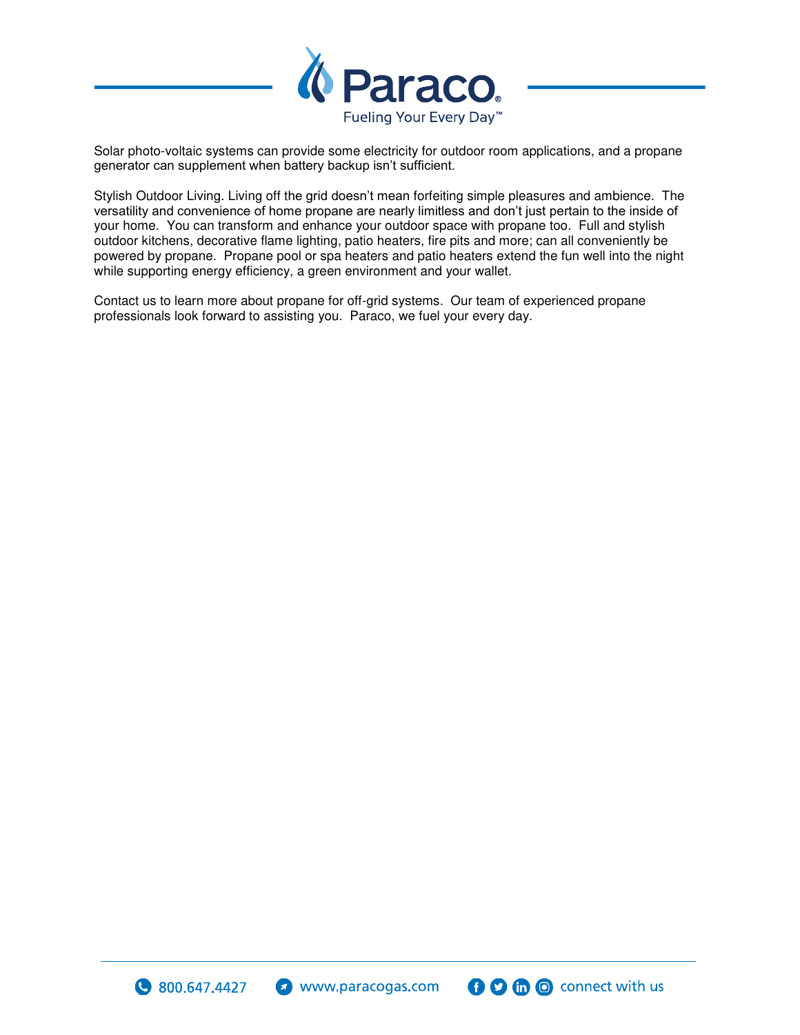Solar photo-voltaic systems can provide some electricity for outdoor room applications, and a propane generator can supplement when battery backup isn't sufficient.

Stylish Outdoor Living. Living off the grid doesn't mean forfeiting simple pleasures and ambience. The versatility and convenience of home propane are nearly limitless and don't just pertain to the inside of your home. You can transform and enhance your outdoor space with propane too. Full and stylish outdoor kitchens, decorative flame lighting, patio heaters, fire pits and more; can all conveniently be powered by propane. Propane pool or spa heaters and patio heaters extend the fun well into the night while supporting energy efficiency, a green environment and your wallet.

Contact us to learn more about propane for off-grid systems. Our team of experienced propane professionals look forward to assisting you. Paraco, we fuel your every day.